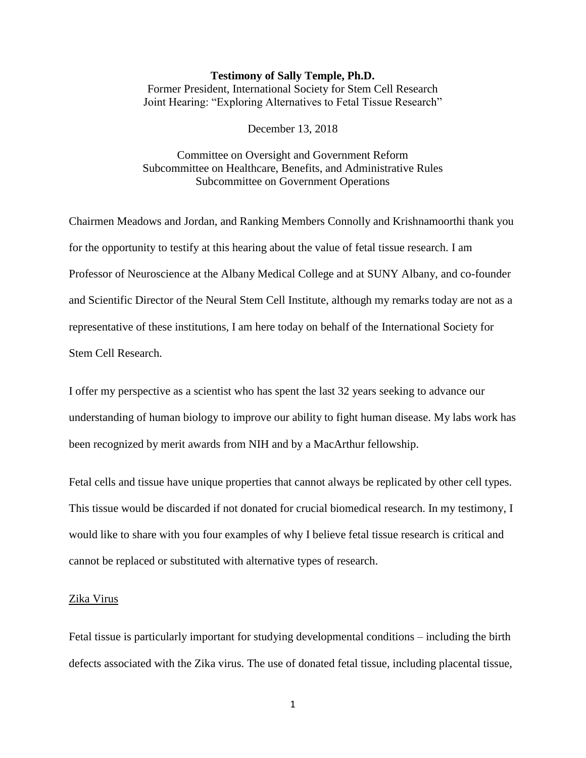**Testimony of Sally Temple, Ph.D.**

Former President, International Society for Stem Cell Research
Joint Hearing: "Exploring Alternatives to Fetal Tissue Research"

December 13, 2018

Committee on Oversight and Government Reform
Subcommittee on Healthcare, Benefits, and Administrative Rules
Subcommittee on Government Operations

Chairmen Meadows and Jordan, and Ranking Members Connolly and Krishnamoorthi thank you for the opportunity to testify at this hearing about the value of fetal tissue research. I am Professor of Neuroscience at the Albany Medical College and at SUNY Albany, and co-founder and Scientific Director of the Neural Stem Cell Institute, although my remarks today are not as a representative of these institutions, I am here today on behalf of the International Society for Stem Cell Research.

I offer my perspective as a scientist who has spent the last 32 years seeking to advance our understanding of human biology to improve our ability to fight human disease. My labs work has been recognized by merit awards from NIH and by a MacArthur fellowship.

Fetal cells and tissue have unique properties that cannot always be replicated by other cell types. This tissue would be discarded if not donated for crucial biomedical research. In my testimony, I would like to share with you four examples of why I believe fetal tissue research is critical and cannot be replaced or substituted with alternative types of research.

## Zika Virus

Fetal tissue is particularly important for studying developmental conditions – including the birth defects associated with the Zika virus. The use of donated fetal tissue, including placental tissue,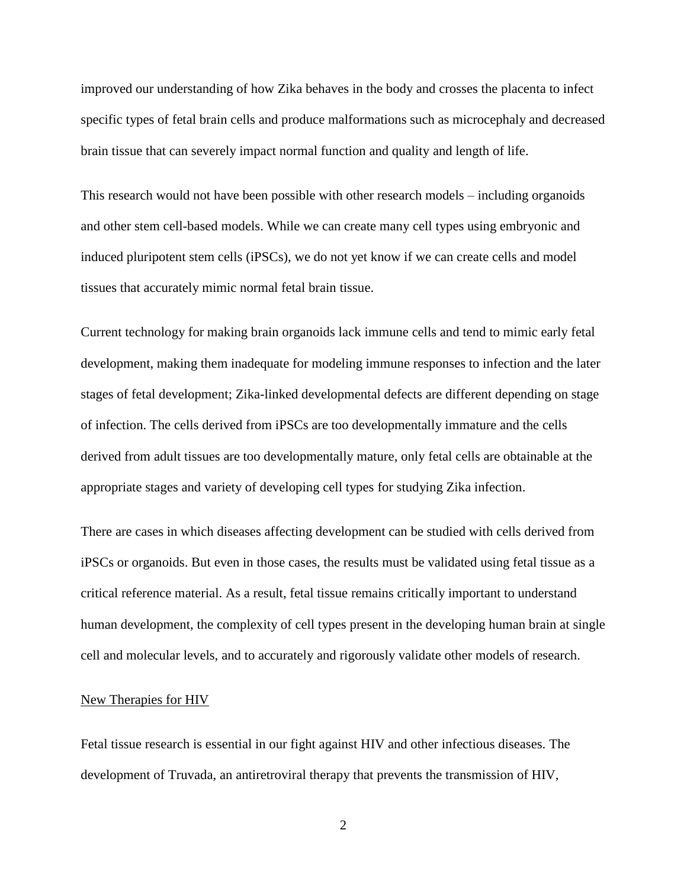improved our understanding of how Zika behaves in the body and crosses the placenta to infect specific types of fetal brain cells and produce malformations such as microcephaly and decreased brain tissue that can severely impact normal function and quality and length of life.

This research would not have been possible with other research models – including organoids and other stem cell-based models. While we can create many cell types using embryonic and induced pluripotent stem cells (iPSCs), we do not yet know if we can create cells and model tissues that accurately mimic normal fetal brain tissue.

Current technology for making brain organoids lack immune cells and tend to mimic early fetal development, making them inadequate for modeling immune responses to infection and the later stages of fetal development; Zika-linked developmental defects are different depending on stage of infection. The cells derived from iPSCs are too developmentally immature and the cells derived from adult tissues are too developmentally mature, only fetal cells are obtainable at the appropriate stages and variety of developing cell types for studying Zika infection.

There are cases in which diseases affecting development can be studied with cells derived from iPSCs or organoids. But even in those cases, the results must be validated using fetal tissue as a critical reference material. As a result, fetal tissue remains critically important to understand human development, the complexity of cell types present in the developing human brain at single cell and molecular levels, and to accurately and rigorously validate other models of research.

<u>New Therapies for HIV</u>

Fetal tissue research is essential in our fight against HIV and other infectious diseases. The development of Truvada, an antiretroviral therapy that prevents the transmission of HIV,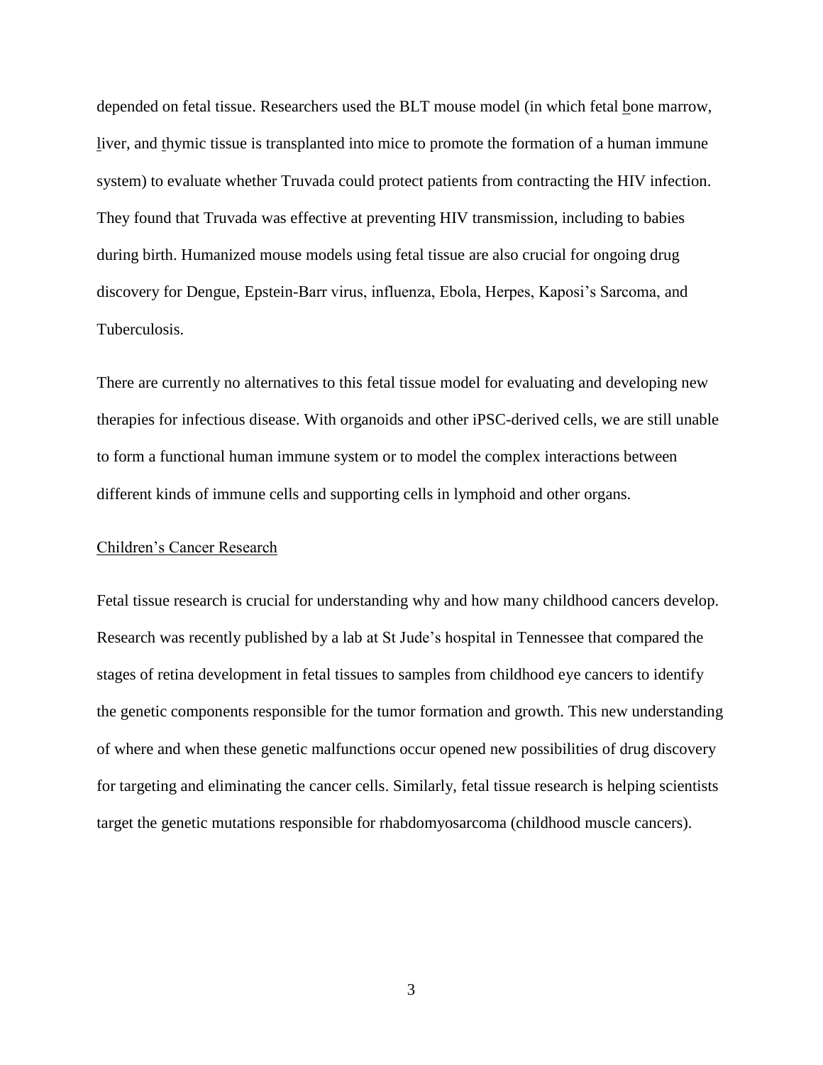depended on fetal tissue. Researchers used the BLT mouse model (in which fetal bone marrow, liver, and thymic tissue is transplanted into mice to promote the formation of a human immune system) to evaluate whether Truvada could protect patients from contracting the HIV infection. They found that Truvada was effective at preventing HIV transmission, including to babies during birth. Humanized mouse models using fetal tissue are also crucial for ongoing drug discovery for Dengue, Epstein-Barr virus, influenza, Ebola, Herpes, Kaposi's Sarcoma, and Tuberculosis.

There are currently no alternatives to this fetal tissue model for evaluating and developing new therapies for infectious disease. With organoids and other iPSC-derived cells, we are still unable to form a functional human immune system or to model the complex interactions between different kinds of immune cells and supporting cells in lymphoid and other organs.

<u>Children's Cancer Research</u>

Fetal tissue research is crucial for understanding why and how many childhood cancers develop. Research was recently published by a lab at St Jude's hospital in Tennessee that compared the stages of retina development in fetal tissues to samples from childhood eye cancers to identify the genetic components responsible for the tumor formation and growth. This new understanding of where and when these genetic malfunctions occur opened new possibilities of drug discovery for targeting and eliminating the cancer cells. Similarly, fetal tissue research is helping scientists target the genetic mutations responsible for rhabdomyosarcoma (childhood muscle cancers).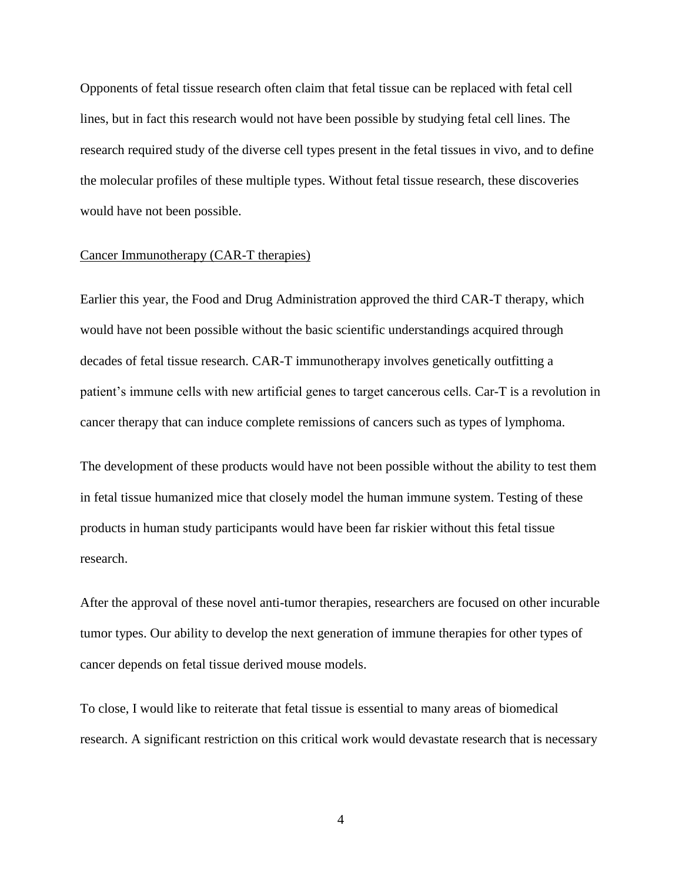Opponents of fetal tissue research often claim that fetal tissue can be replaced with fetal cell lines, but in fact this research would not have been possible by studying fetal cell lines. The research required study of the diverse cell types present in the fetal tissues in vivo, and to define the molecular profiles of these multiple types. Without fetal tissue research, these discoveries would have not been possible.

<u>Cancer Immunotherapy (CAR-T therapies)</u>

Earlier this year, the Food and Drug Administration approved the third CAR-T therapy, which would have not been possible without the basic scientific understandings acquired through decades of fetal tissue research. CAR-T immunotherapy involves genetically outfitting a patient's immune cells with new artificial genes to target cancerous cells. Car-T is a revolution in cancer therapy that can induce complete remissions of cancers such as types of lymphoma.

The development of these products would have not been possible without the ability to test them in fetal tissue humanized mice that closely model the human immune system. Testing of these products in human study participants would have been far riskier without this fetal tissue research.

After the approval of these novel anti-tumor therapies, researchers are focused on other incurable tumor types. Our ability to develop the next generation of immune therapies for other types of cancer depends on fetal tissue derived mouse models.

To close, I would like to reiterate that fetal tissue is essential to many areas of biomedical research. A significant restriction on this critical work would devastate research that is necessary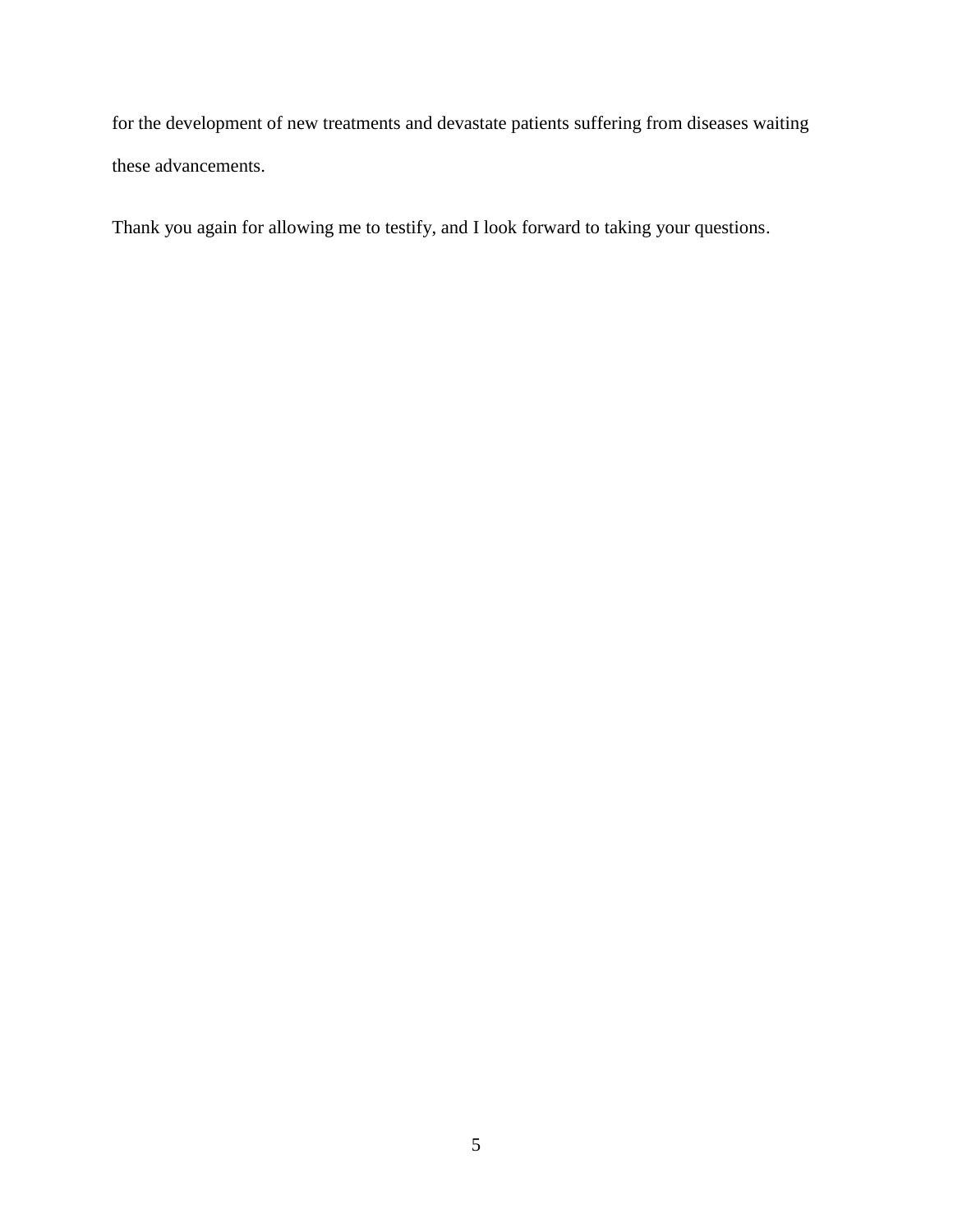for the development of new treatments and devastate patients suffering from diseases waiting these advancements.

Thank you again for allowing me to testify, and I look forward to taking your questions.